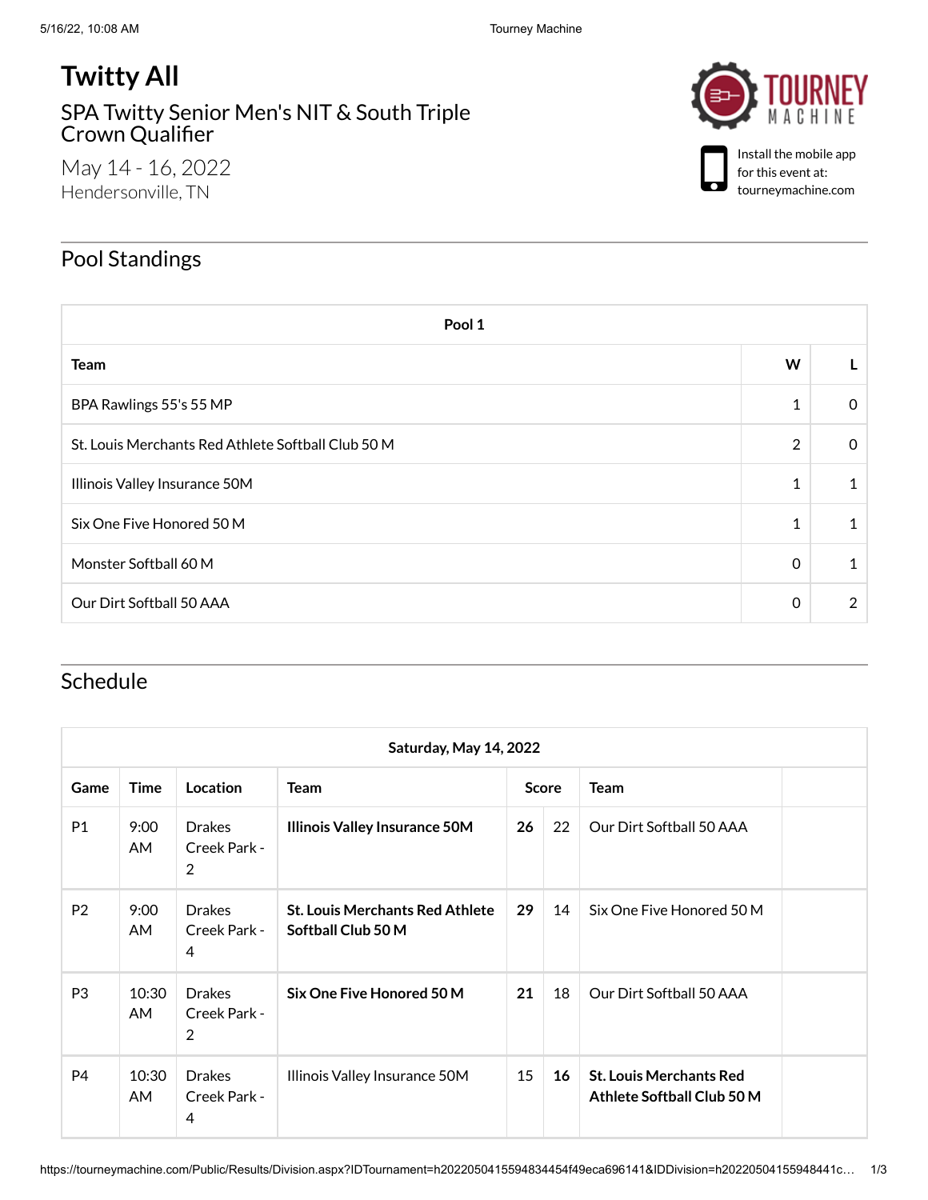# Twitty All

## SPA Twitty Senior Men's NIT & South Triple Crown Qualifier

May 14 - 16, 2022
Hendersonville, TN

Install the mobile app for this event at: tourneymachine.com

## Pool Standings

| Pool 1 | | |
|---|---|---|
| **Team** | **W** | **L** |
| BPA Rawlings 55's 55 MP | 1 | 0 |
| St. Louis Merchants Red Athlete Softball Club 50 M | 2 | 0 |
| Illinois Valley Insurance 50M | 1 | 1 |
| Six One Five Honored 50 M | 1 | 1 |
| Monster Softball 60 M | 0 | 1 |
| Our Dirt Softball 50 AAA | 0 | 2 |

## Schedule

| Saturday, May 14, 2022 | | | | | | | |
|---|---|---|---|---|---|---|---|
| **Game** | **Time** | **Location** | **Team** | **Score** | | **Team** | |
| P1 | 9:00 AM | Drakes Creek Park - 2 | **Illinois Valley Insurance 50M** | **26** | 22 | Our Dirt Softball 50 AAA | |
| P2 | 9:00 AM | Drakes Creek Park - 4 | **St. Louis Merchants Red Athlete Softball Club 50 M** | **29** | 14 | Six One Five Honored 50 M | |
| P3 | 10:30 AM | Drakes Creek Park - 2 | **Six One Five Honored 50 M** | **21** | 18 | Our Dirt Softball 50 AAA | |
| P4 | 10:30 AM | Drakes Creek Park - 4 | Illinois Valley Insurance 50M | 15 | **16** | **St. Louis Merchants Red Athlete Softball Club 50 M** | |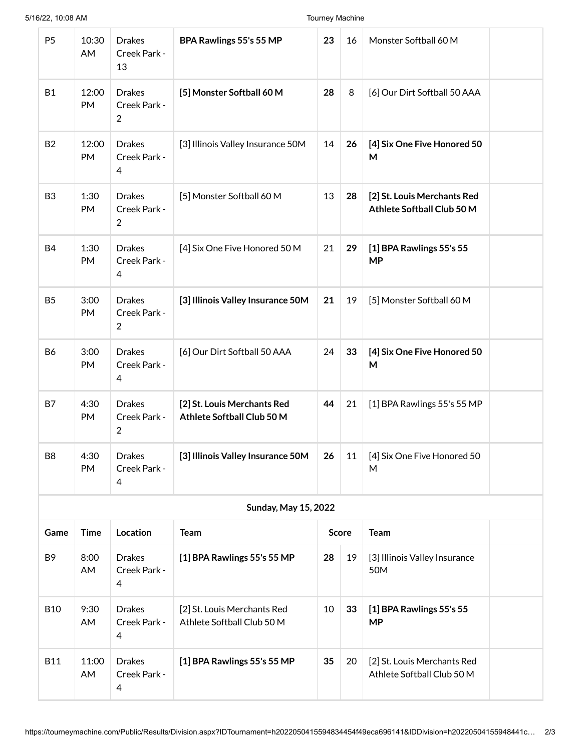| P5 | 10:30 AM | Drakes Creek Park - 13 | **BPA Rawlings 55's 55 MP** | **23** | 16 | Monster Softball 60 M | |
|---|---|---|---|---|---|---|---|
| B1 | 12:00 PM | Drakes Creek Park - 2 | **[5] Monster Softball 60 M** | **28** | 8 | [6] Our Dirt Softball 50 AAA | |
| B2 | 12:00 PM | Drakes Creek Park - 4 | [3] Illinois Valley Insurance 50M | 14 | **26** | **[4] Six One Five Honored 50 M** | |
| B3 | 1:30 PM | Drakes Creek Park - 2 | [5] Monster Softball 60 M | 13 | **28** | **[2] St. Louis Merchants Red Athlete Softball Club 50 M** | |
| B4 | 1:30 PM | Drakes Creek Park - 4 | [4] Six One Five Honored 50 M | 21 | **29** | **[1] BPA Rawlings 55's 55 MP** | |
| B5 | 3:00 PM | Drakes Creek Park - 2 | **[3] Illinois Valley Insurance 50M** | **21** | 19 | [5] Monster Softball 60 M | |
| B6 | 3:00 PM | Drakes Creek Park - 4 | [6] Our Dirt Softball 50 AAA | 24 | **33** | **[4] Six One Five Honored 50 M** | |
| B7 | 4:30 PM | Drakes Creek Park - 2 | **[2] St. Louis Merchants Red Athlete Softball Club 50 M** | **44** | 21 | [1] BPA Rawlings 55's 55 MP | |
| B8 | 4:30 PM | Drakes Creek Park - 4 | **[3] Illinois Valley Insurance 50M** | **26** | 11 | [4] Six One Five Honored 50 M | |

**Sunday, May 15, 2022**

| Game | Time | Location | Team | Score | | Team | |
|---|---|---|---|---|---|---|---|
| B9 | 8:00 AM | Drakes Creek Park - 4 | **[1] BPA Rawlings 55's 55 MP** | **28** | 19 | [3] Illinois Valley Insurance 50M | |
| B10 | 9:30 AM | Drakes Creek Park - 4 | [2] St. Louis Merchants Red Athlete Softball Club 50 M | 10 | **33** | **[1] BPA Rawlings 55's 55 MP** | |
| B11 | 11:00 AM | Drakes Creek Park - 4 | **[1] BPA Rawlings 55's 55 MP** | **35** | 20 | [2] St. Louis Merchants Red Athlete Softball Club 50 M | |